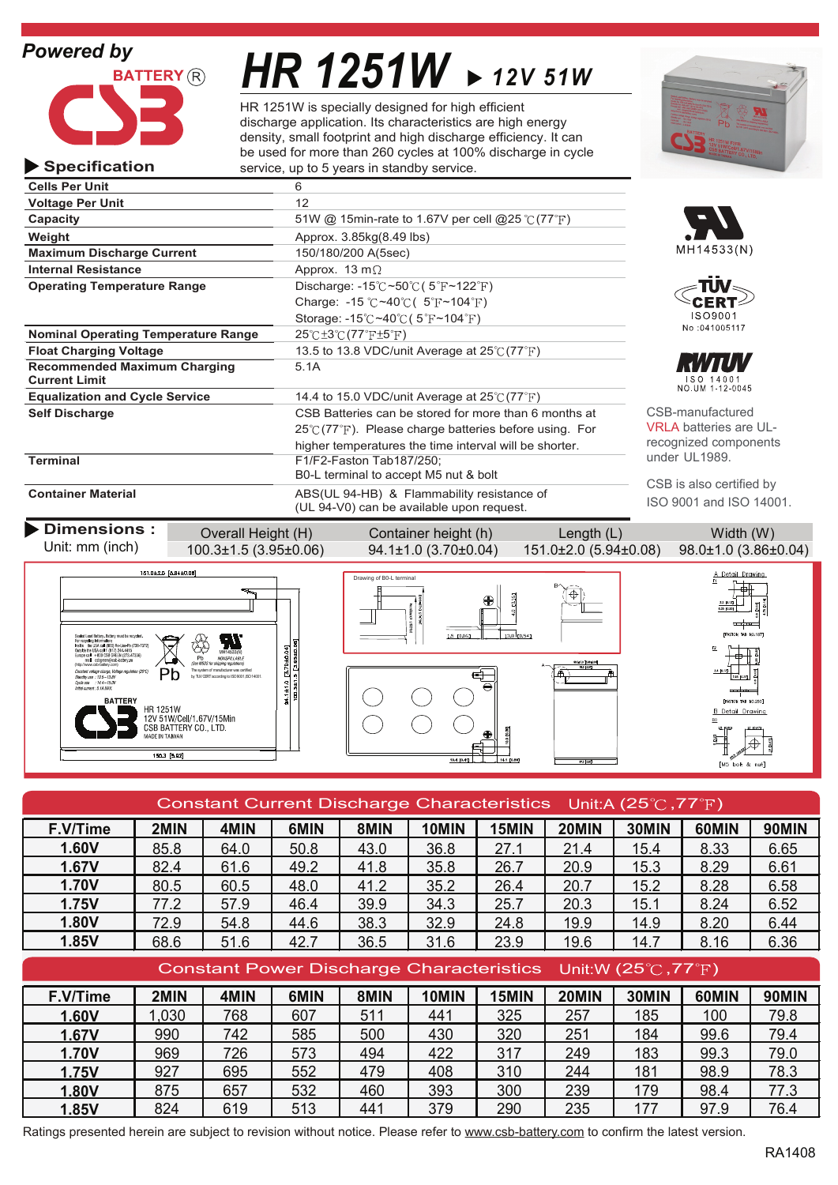**Powered by**

BATTERY®

CSB

# HR 1251W ▶ 12V 51W

HR 1251W is specially designed for high efficient discharge application. Its characteristics are high energy density, small footprint and high discharge efficiency. It can be used for more than 260 cycles at 100% discharge in cycle service, up to 5 years in standby service.

## ▶ Specification

| | |
|---|---|
| **Cells Per Unit** | 6 |
| **Voltage Per Unit** | 12 |
| **Capacity** | 51W @ 15min-rate to 1.67V per cell @25℃(77℉) |
| **Weight** | Approx. 3.85kg(8.49 lbs) |
| **Maximum Discharge Current** | 150/180/200 A(5sec) |
| **Internal Resistance** | Approx. 13 mΩ |
| **Operating Temperature Range** | Discharge: -15℃~50℃( 5℉~122℉)<br>Charge: -15 ℃~40℃( 5℉~104℉)<br>Storage: -15℃~40℃( 5℉~104℉) |
| **Nominal Operating Temperature Range** | 25℃±3℃(77℉±5℉) |
| **Float Charging Voltage** | 13.5 to 13.8 VDC/unit Average at 25℃(77℉) |
| **Recommended Maximum Charging Current Limit** | 5.1A |
| **Equalization and Cycle Service** | 14.4 to 15.0 VDC/unit Average at 25℃(77℉) |
| **Self Discharge** | CSB Batteries can be stored for more than 6 months at 25℃(77℉). Please charge batteries before using. For higher temperatures the time interval will be shorter. |
| **Terminal** | F1/F2-Faston Tab187/250;<br>B0-L terminal to accept M5 nut & bolt |
| **Container Material** | ABS(UL 94-HB) & Flammability resistance of (UL 94-V0) can be available upon request. |

MH14533(N)

TÜV CERT ISO9001 No :041005117

RWTÜV ISO 14001 NO.UM 1-12-0045

CSB-manufactured VRLA batteries are UL-recognized components under UL1989.

CSB is also certified by ISO 9001 and ISO 14001.

## ▶ Dimensions :

Unit: mm (inch)

| Overall Height (H) | Container height (h) | Length (L) | Width (W) |
|---|---|---|---|
| 100.3±1.5 (3.95±0.06) | 94.1±1.0 (3.70±0.04) | 151.0±2.0 (5.94±0.08) | 98.0±1.0 (3.86±0.04) |

## Constant Current Discharge Characteristics Unit:A (25℃,77℉)

| F.V/Time | 2MIN | 4MIN | 6MIN | 8MIN | 10MIN | 15MIN | 20MIN | 30MIN | 60MIN | 90MIN |
|---|---|---|---|---|---|---|---|---|---|---|
| 1.60V | 85.8 | 64.0 | 50.8 | 43.0 | 36.8 | 27.1 | 21.4 | 15.4 | 8.33 | 6.65 |
| 1.67V | 82.4 | 61.6 | 49.2 | 41.8 | 35.8 | 26.7 | 20.9 | 15.3 | 8.29 | 6.61 |
| 1.70V | 80.5 | 60.5 | 48.0 | 41.2 | 35.2 | 26.4 | 20.7 | 15.2 | 8.28 | 6.58 |
| 1.75V | 77.2 | 57.9 | 46.4 | 39.9 | 34.3 | 25.7 | 20.3 | 15.1 | 8.24 | 6.52 |
| 1.80V | 72.9 | 54.8 | 44.6 | 38.3 | 32.9 | 24.8 | 19.9 | 14.9 | 8.20 | 6.44 |
| 1.85V | 68.6 | 51.6 | 42.7 | 36.5 | 31.6 | 23.9 | 19.6 | 14.7 | 8.16 | 6.36 |

## Constant Power Discharge Characteristics Unit:W (25℃,77℉)

| F.V/Time | 2MIN | 4MIN | 6MIN | 8MIN | 10MIN | 15MIN | 20MIN | 30MIN | 60MIN | 90MIN |
|---|---|---|---|---|---|---|---|---|---|---|
| 1.60V | 1,030 | 768 | 607 | 511 | 441 | 325 | 257 | 185 | 100 | 79.8 |
| 1.67V | 990 | 742 | 585 | 500 | 430 | 320 | 251 | 184 | 99.6 | 79.4 |
| 1.70V | 969 | 726 | 573 | 494 | 422 | 317 | 249 | 183 | 99.3 | 79.0 |
| 1.75V | 927 | 695 | 552 | 479 | 408 | 310 | 244 | 181 | 98.9 | 78.3 |
| 1.80V | 875 | 657 | 532 | 460 | 393 | 300 | 239 | 179 | 98.4 | 77.3 |
| 1.85V | 824 | 619 | 513 | 441 | 379 | 290 | 235 | 177 | 97.9 | 76.4 |

Ratings presented herein are subject to revision without notice. Please refer to www.csb-battery.com to confirm the latest version.

RA1408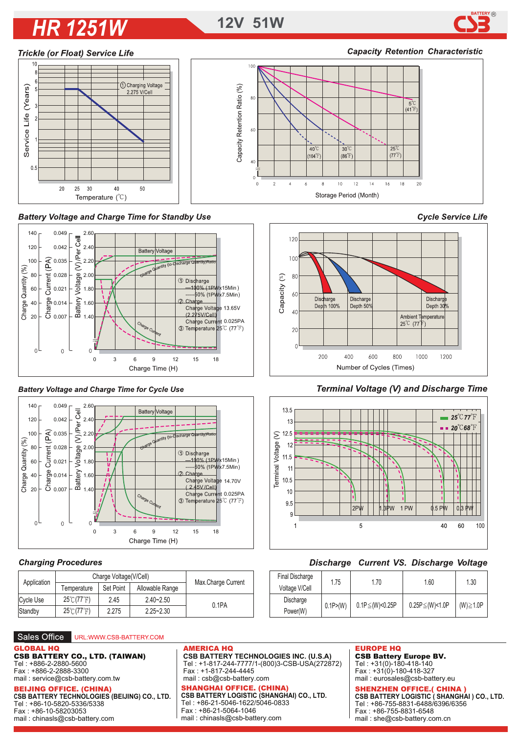# HR 1251W

12V 51W

### Trickle (or Float) Service Life

Service Life (Years)

10
8
6
5
3
2
1
0.5

① Charging Voltage 2.275 V/Cell

20 25 30 40 50

Temperature (℃)

### Capacity Retention Characteristic

Capacity Retention Ratio (%)

100
80
60
40
0

5℃ (41℉)
40℃ (104℉)
30℃ (86℉)
25℃ (77℉)

0 2 4 6 8 10 12 14 16 18 20

Storage Period (Month)

### Battery Voltage and Charge Time for Standby Use

Charge Quantity (%): 140 120 100 80 60 40 20 0

Charge Current (PA): 0.049 0.042 0.035 0.028 0.021 0.014 0.007 0

Battery Voltage (V)/Per Cell: 2.60 2.40 2.20 2.00 1.80 1.60 1.40 0

Battery Voltage

Charge Quantity (to-Discharge Quantity)Ratio

Charge Current

① Discharge
—100% (1PWx15Min)
-----50% (1PWx7.5Min)
② Charge
Charge Voltage 13.65V (2.275V/Cell)
Charge Current 0.025PA
③ Temperature 25℃ (77℉)

0 3 6 9 12 15 18

Charge Time (H)

### Cycle Service Life

Capacity (%)

120
100
80
60
40
20
0

Discharge Depth 100%
Discharge Depth 50%
Discharge Depth 30%
Ambient Temperature 25℃ (77℉)

200 400 600 800 1000 1200

Number of Cycles (Times)

### Battery Voltage and Charge Time for Cycle Use

Charge Quantity (%): 140 120 100 80 60 40 20 0

Charge Current (PA): 0.049 0.042 0.035 0.028 0.021 0.014 0.007 0

Battery Voltage (V)/Per Cell: 2.60 2.40 2.20 2.00 1.80 1.60 1.40 0

Battery Voltage

Charge Quantity (to-Discharge Quantity)Ratio

Charge Current

① Discharge
—100% (1PWx15Min)
-----50% (1PWx7.5Min)
② Charge
Charge Voltage 14.70V (2.45V/Cell)
Charge Current 0.025PA
③ Temperature 25℃ (77℉)

0 3 6 9 12 15 18

Charge Time (H)

### Terminal Voltage (V) and Discharge Time

Terminal Voltage (V)

13.5
13
12.5
12
11.5
11
10.5
10
9.5
9

25℃77℉
20℃68℉

2PW 1.3PW 1 PW 0.5 PW 0.3 PW

1 5 40 60 100

### Charging Procedures

| Application | Charge Voltage(V/Cell) | | | Max.Charge Current |
|---|---|---|---|---|
| | Temperature | Set Point | Allowable Range | |
| Cycle Use | 25℃(77℉) | 2.45 | 2.40~2.50 | 0.1PA |
| Standby | 25℃(77℉) | 2.275 | 2.25~2.30 | |

### Discharge Current VS. Discharge Voltage

| Final Discharge Voltage V/Cell | 1.75 | 1.70 | 1.60 | 1.30 |
|---|---|---|---|---|
| Discharge Power(W) | 0.1P>(W) | 0.1P≤(W)<0.25P | 0.25P≤(W)<1.0P | (W)≥1.0P |

## Sales Office

URL:WWW.CSB-BATTERY.COM

**GLOBAL HQ**
**CSB BATTERY CO., LTD. (TAIWAN)**
Tel : +886-2-2880-5600
Fax : +886-2-2888-3300
mail : service@csb-battery.com.tw

**BEIJING OFFICE. (CHINA)**
**CSB BATTERY TECHNOLOGIES (BEIJING) CO., LTD.**
Tel : +86-10-5820-5336/5338
Fax : +86-10-58203053
mail : chinasls@csb-battery.com

**AMERICA HQ**
**CSB BATTERY TECHNOLOGIES INC. (U.S.A)**
Tel : +1-817-244-7777/1-(800)3-CSB-USA(272872)
Fax : +1-817-244-4445
mail : csb@csb-battery.com

**SHANGHAI OFFICE. (CHINA)**
**CSB BATTERY LOGISTIC (SHANGHAI) CO., LTD.**
Tel : +86-21-5046-1622/5046-0833
Fax : +86-21-5064-1046
mail : chinasls@csb-battery.com

**EUROPE HQ**
**CSB Battery Europe BV.**
Tel : +31(0)-180-418-140
Fax : +31(0)-180-418-327
mail : eurosales@csb-battery.eu

**SHENZHEN OFFICE.( CHINA )**
**CSB BATTERY LOGISTIC ( SHANGHAI ) CO., LTD.**
Tel : +86-755-8831-6488/6396/6356
Fax : +86-755-8831-6548
mail : she@csb-battery.com.cn